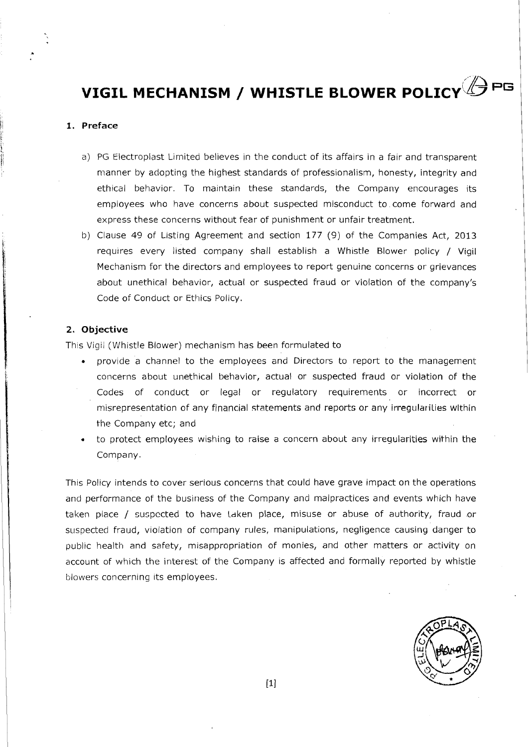# VIGIL MECHANISM / WHISTLE BLOWER POLICY

## 1. Preface

a) PG Electroplast Limited believes in the conduct of its affairs in a fair and transparent manner by adopting the highest standards of professionalism, honesty, integrity and ethical behavior. To maintain these standards, the Company encourages its employees who have concerns about suspected misconduct to come forward and express these concerns without fear of punishment or unfair treatment.

b) Clause 49 of Listing Agreement and section 177 (9) of the Companies Act, 2013 requires every listed company shall establish a Whistle Blower policy / Vigil Mechanism for the directors and employees to report genuine concerns or grievances about unethical behavior, actual or suspected fraud or violation of the company's Code of Conduct or Ethics Policy.

## 2. Objective

This Vigil (Whistle Blower) mechanism has been formulated to

- provide a channel to the employees and Directors to report to the management concerns about unethical behavior, actual or suspected fraud or violation of the Codes of conduct or legal or regulatory requirements or incorrect or misrepresentation of any financial statements and reports or any irregularities within the Company etc; and
- to protect employees wishing to raise a concern about any irregularities within the Company.

This Policy intends to cover serious concerns that could have grave impact on the operations and performance of the business of the Company and malpractices and events which have taken place / suspected to have taken place, misuse or abuse of authority, fraud or suspected fraud, violation of company rules, manipulations, negligence causing danger to public health and safety, misappropriation of monies, and other matters or activity on account of which the interest of the Company is affected and formally reported by whistle blowers concerning its employees.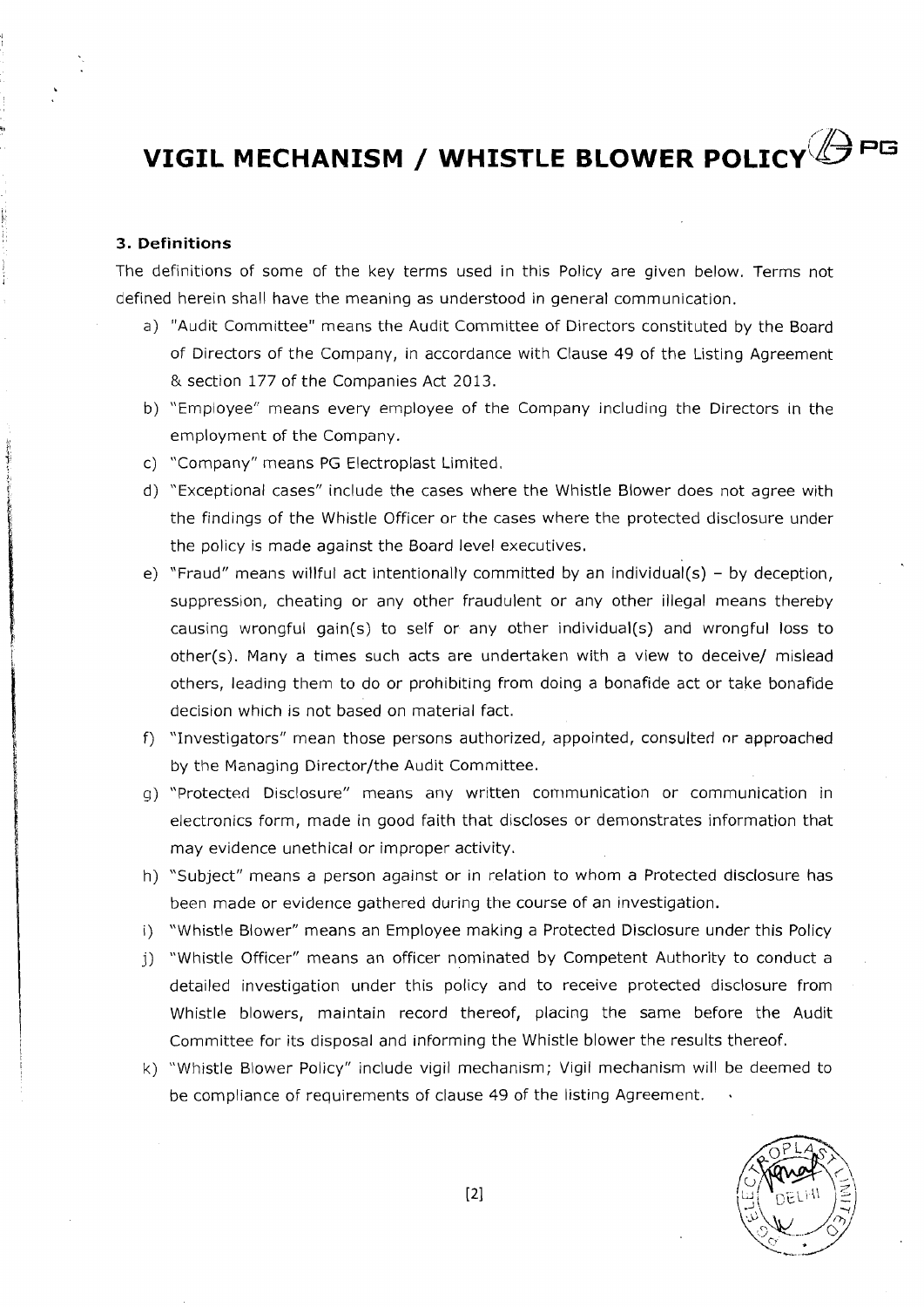# VIGIL MECHANISM / WHISTLE BLOWER POLICY

### 3. Definitions

The definitions of some of the key terms used in this Policy are given below. Terms not defined herein shall have the meaning as understood in general communication.

a) "Audit Committee" means the Audit Committee of Directors constituted by the Board of Directors of the Company, in accordance with Clause 49 of the Listing Agreement & section 177 of the Companies Act 2013.

b) "Employee" means every employee of the Company including the Directors in the employment of the Company.

c) "Company" means PG Electroplast Limited.

d) "Exceptional cases" include the cases where the Whistle Blower does not agree with the findings of the Whistle Officer or the cases where the protected disclosure under the policy is made against the Board level executives.

e) "Fraud" means willful act intentionally committed by an individual(s) – by deception, suppression, cheating or any other fraudulent or any other illegal means thereby causing wrongful gain(s) to self or any other individual(s) and wrongful loss to other(s). Many a times such acts are undertaken with a view to deceive/ mislead others, leading them to do or prohibiting from doing a bonafide act or take bonafide decision which is not based on material fact.

f) "Investigators" mean those persons authorized, appointed, consulted or approached by the Managing Director/the Audit Committee.

g) "Protected Disclosure" means any written communication or communication in electronics form, made in good faith that discloses or demonstrates information that may evidence unethical or improper activity.

h) "Subject" means a person against or in relation to whom a Protected disclosure has been made or evidence gathered during the course of an investigation.

i) "Whistle Blower" means an Employee making a Protected Disclosure under this Policy

j) "Whistle Officer" means an officer nominated by Competent Authority to conduct a detailed investigation under this policy and to receive protected disclosure from Whistle blowers, maintain record thereof, placing the same before the Audit Committee for its disposal and informing the Whistle blower the results thereof.

k) "Whistle Blower Policy" include vigil mechanism; Vigil mechanism will be deemed to be compliance of requirements of clause 49 of the listing Agreement.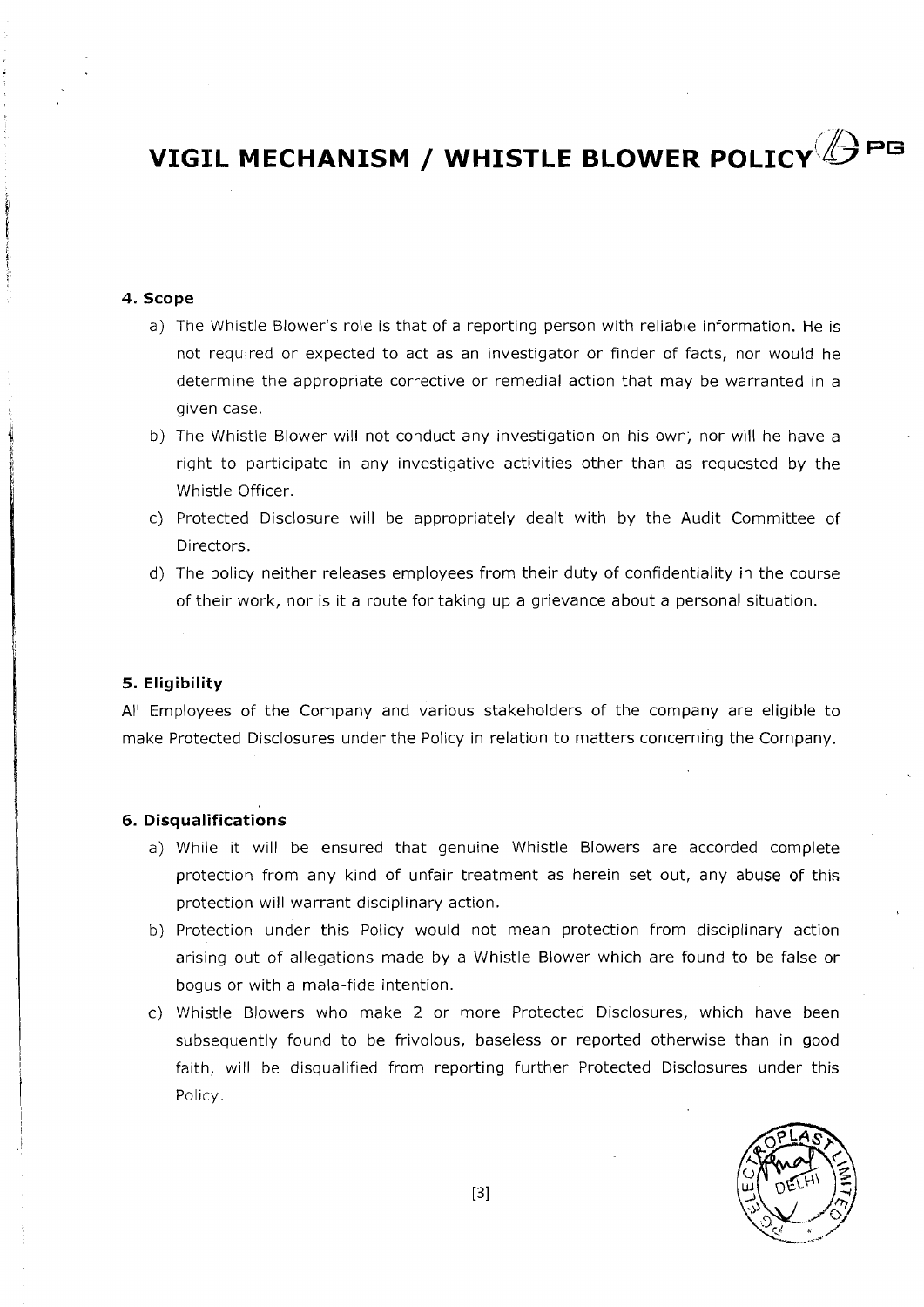## 4. Scope

a) The Whistle Blower's role is that of a reporting person with reliable information. He is not required or expected to act as an investigator or finder of facts, nor would he determine the appropriate corrective or remedial action that may be warranted in a given case.

b) The Whistle Blower will not conduct any investigation on his own, nor will he have a right to participate in any investigative activities other than as requested by the Whistle Officer.

c) Protected Disclosure will be appropriately dealt with by the Audit Committee of Directors.

d) The policy neither releases employees from their duty of confidentiality in the course of their work, nor is it a route for taking up a grievance about a personal situation.

## 5. Eligibility

All Employees of the Company and various stakeholders of the company are eligible to make Protected Disclosures under the Policy in relation to matters concerning the Company.

## 6. Disqualifications

a) While it will be ensured that genuine Whistle Blowers are accorded complete protection from any kind of unfair treatment as herein set out, any abuse of this protection will warrant disciplinary action.

b) Protection under this Policy would not mean protection from disciplinary action arising out of allegations made by a Whistle Blower which are found to be false or bogus or with a mala-fide intention.

c) Whistle Blowers who make 2 or more Protected Disclosures, which have been subsequently found to be frivolous, baseless or reported otherwise than in good faith, will be disqualified from reporting further Protected Disclosures under this Policy.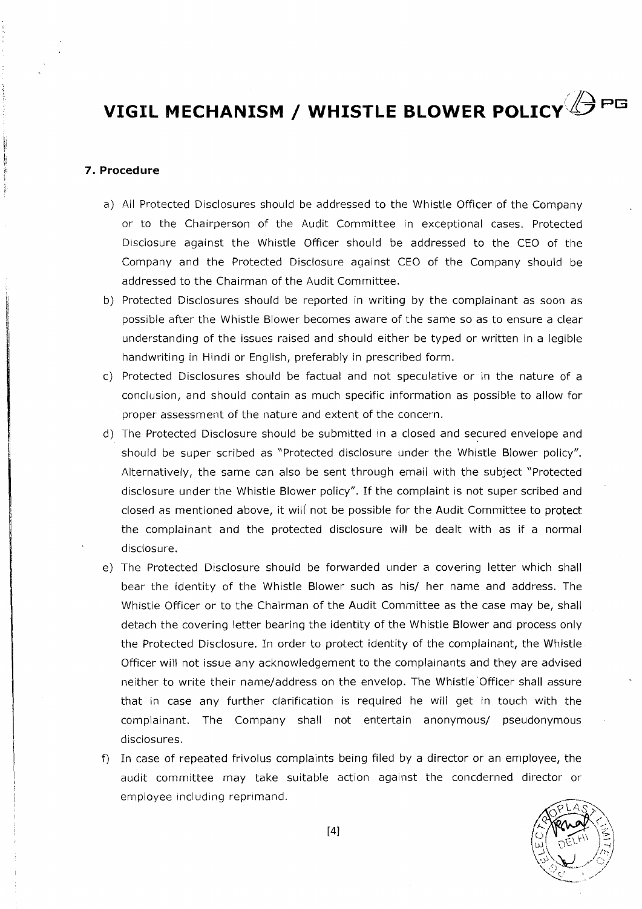## 7. Procedure

a) All Protected Disclosures should be addressed to the Whistle Officer of the Company or to the Chairperson of the Audit Committee in exceptional cases. Protected Disclosure against the Whistle Officer should be addressed to the CEO of the Company and the Protected Disclosure against CEO of the Company should be addressed to the Chairman of the Audit Committee.

b) Protected Disclosures should be reported in writing by the complainant as soon as possible after the Whistle Blower becomes aware of the same so as to ensure a clear understanding of the issues raised and should either be typed or written in a legible handwriting in Hindi or English, preferably in prescribed form.

c) Protected Disclosures should be factual and not speculative or in the nature of a conclusion, and should contain as much specific information as possible to allow for proper assessment of the nature and extent of the concern.

d) The Protected Disclosure should be submitted in a closed and secured envelope and should be super scribed as "Protected disclosure under the Whistle Blower policy". Alternatively, the same can also be sent through email with the subject "Protected disclosure under the Whistle Blower policy". If the complaint is not super scribed and closed as mentioned above, it will not be possible for the Audit Committee to protect the complainant and the protected disclosure will be dealt with as if a normal disclosure.

e) The Protected Disclosure should be forwarded under a covering letter which shall bear the identity of the Whistle Blower such as his/ her name and address. The Whistle Officer or to the Chairman of the Audit Committee as the case may be, shall detach the covering letter bearing the identity of the Whistle Blower and process only the Protected Disclosure. In order to protect identity of the complainant, the Whistle Officer will not issue any acknowledgement to the complainants and they are advised neither to write their name/address on the envelop. The Whistle Officer shall assure that in case any further clarification is required he will get in touch with the complainant. The Company shall not entertain anonymous/ pseudonymous disclosures.

f) In case of repeated frivolus complaints being filed by a director or an employee, the audit committee may take suitable action against the concderned director or employee including reprimand.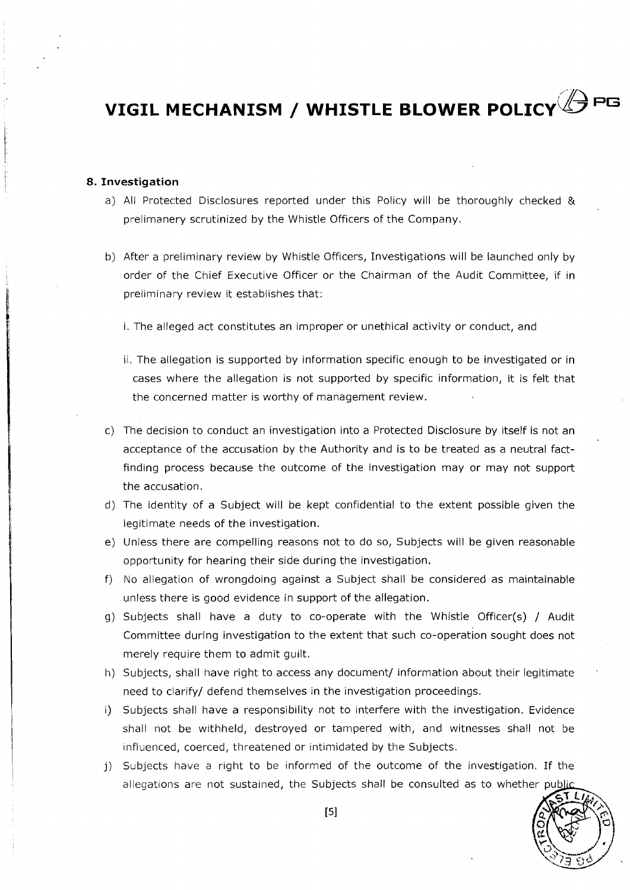## 8. Investigation

a) All Protected Disclosures reported under this Policy will be thoroughly checked & prelimanery scrutinized by the Whistle Officers of the Company.

b) After a preliminary review by Whistle Officers, Investigations will be launched only by order of the Chief Executive Officer or the Chairman of the Audit Committee, if in preliminary review it establishes that:

   i. The alleged act constitutes an improper or unethical activity or conduct, and

   ii. The allegation is supported by information specific enough to be investigated or in cases where the allegation is not supported by specific information, it is felt that the concerned matter is worthy of management review.

c) The decision to conduct an investigation into a Protected Disclosure by itself is not an acceptance of the accusation by the Authority and is to be treated as a neutral fact-finding process because the outcome of the investigation may or may not support the accusation.

d) The identity of a Subject will be kept confidential to the extent possible given the legitimate needs of the investigation.

e) Unless there are compelling reasons not to do so, Subjects will be given reasonable opportunity for hearing their side during the investigation.

f) No allegation of wrongdoing against a Subject shall be considered as maintainable unless there is good evidence in support of the allegation.

g) Subjects shall have a duty to co-operate with the Whistle Officer(s) / Audit Committee during investigation to the extent that such co-operation sought does not merely require them to admit guilt.

h) Subjects, shall have right to access any document/ information about their legitimate need to clarify/ defend themselves in the investigation proceedings.

i) Subjects shall have a responsibility not to interfere with the investigation. Evidence shall not be withheld, destroyed or tampered with, and witnesses shall not be influenced, coerced, threatened or intimidated by the Subjects.

j) Subjects have a right to be informed of the outcome of the investigation. If the allegations are not sustained, the Subjects shall be consulted as to whether public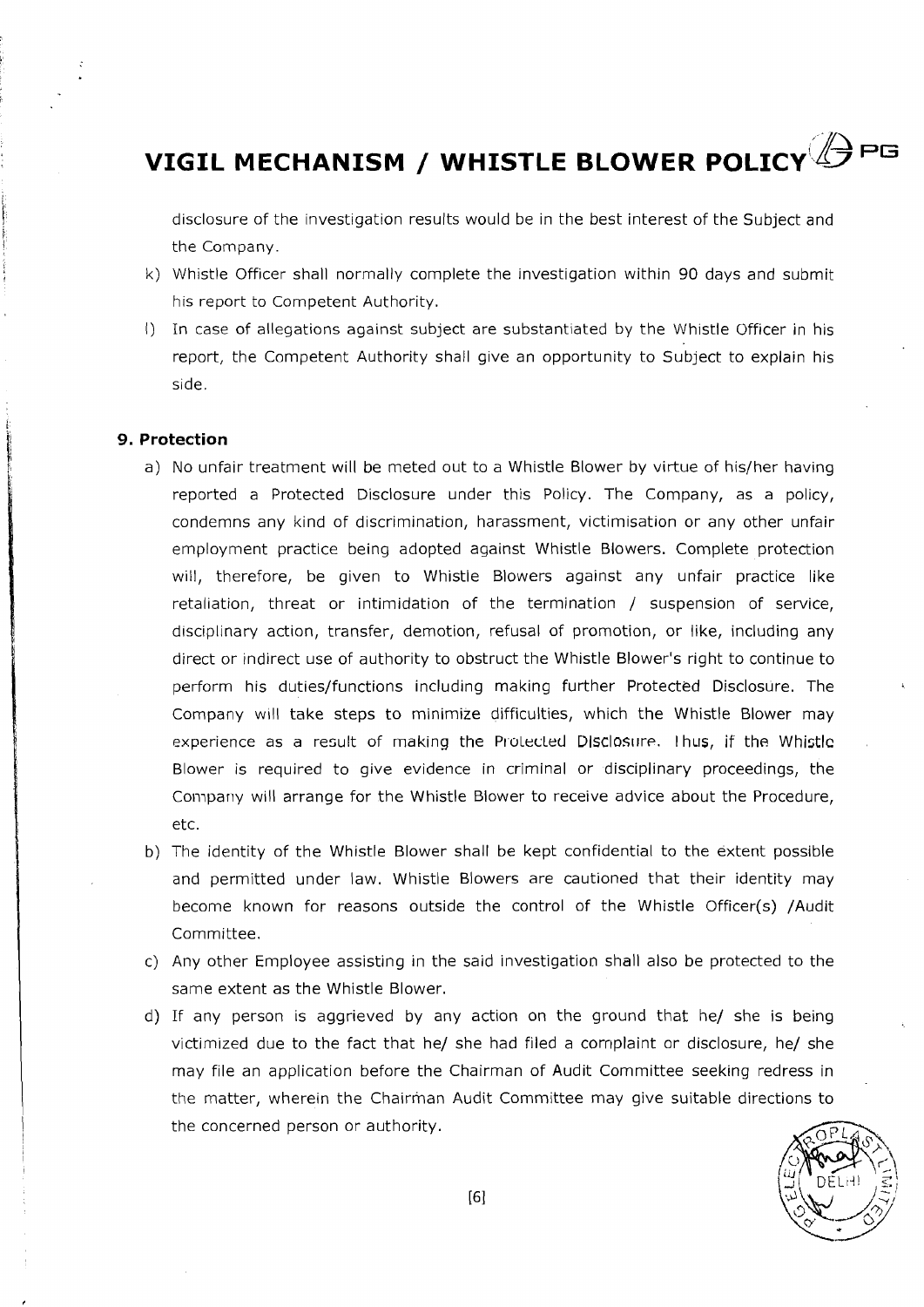disclosure of the investigation results would be in the best interest of the Subject and the Company.

k) Whistle Officer shall normally complete the investigation within 90 days and submit his report to Competent Authority.

l) In case of allegations against subject are substantiated by the Whistle Officer in his report, the Competent Authority shall give an opportunity to Subject to explain his side.

## 9. Protection

a) No unfair treatment will be meted out to a Whistle Blower by virtue of his/her having reported a Protected Disclosure under this Policy. The Company, as a policy, condemns any kind of discrimination, harassment, victimisation or any other unfair employment practice being adopted against Whistle Blowers. Complete protection will, therefore, be given to Whistle Blowers against any unfair practice like retaliation, threat or intimidation of the termination / suspension of service, disciplinary action, transfer, demotion, refusal of promotion, or like, including any direct or indirect use of authority to obstruct the Whistle Blower's right to continue to perform his duties/functions including making further Protected Disclosure. The Company will take steps to minimize difficulties, which the Whistle Blower may experience as a result of making the Protected Disclosure. Thus, if the Whistle Blower is required to give evidence in criminal or disciplinary proceedings, the Company will arrange for the Whistle Blower to receive advice about the Procedure, etc.

b) The identity of the Whistle Blower shall be kept confidential to the extent possible and permitted under law. Whistle Blowers are cautioned that their identity may become known for reasons outside the control of the Whistle Officer(s) /Audit Committee.

c) Any other Employee assisting in the said investigation shall also be protected to the same extent as the Whistle Blower.

d) If any person is aggrieved by any action on the ground that he/ she is being victimized due to the fact that he/ she had filed a complaint or disclosure, he/ she may file an application before the Chairman of Audit Committee seeking redress in the matter, wherein the Chairman Audit Committee may give suitable directions to the concerned person or authority.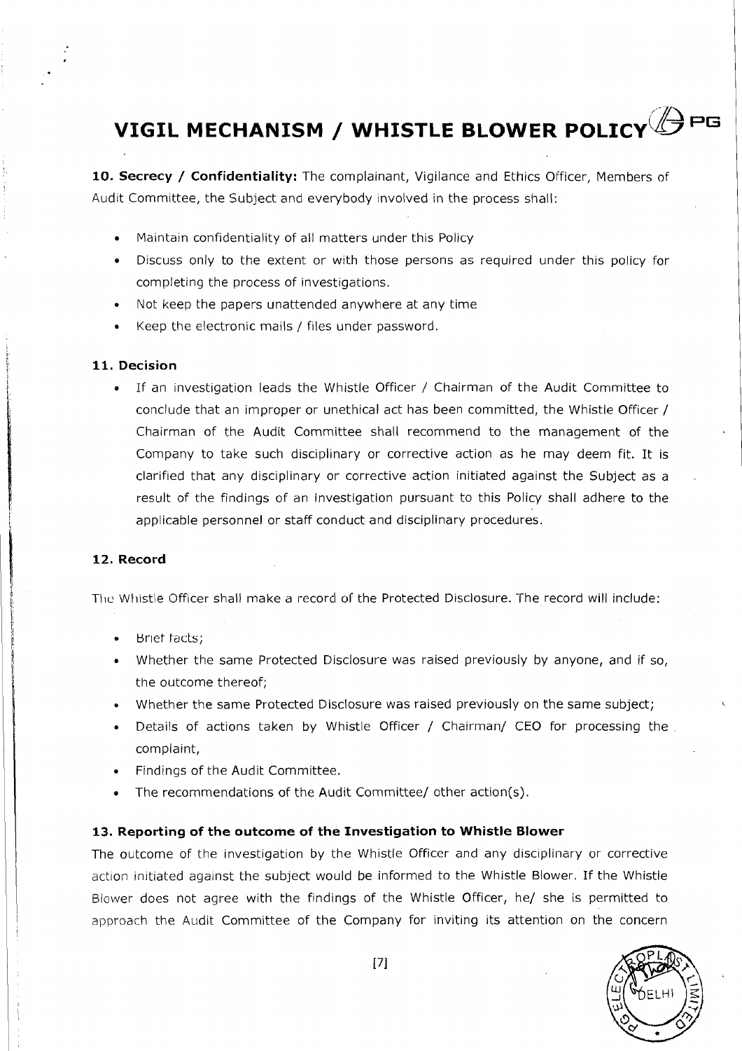**10. Secrecy / Confidentiality:** The complainant, Vigilance and Ethics Officer, Members of Audit Committee, the Subject and everybody involved in the process shall:

- Maintain confidentiality of all matters under this Policy
- Discuss only to the extent or with those persons as required under this policy for completing the process of investigations.
- Not keep the papers unattended anywhere at any time
- Keep the electronic mails / files under password.

**11. Decision**

- If an investigation leads the Whistle Officer / Chairman of the Audit Committee to conclude that an improper or unethical act has been committed, the Whistle Officer / Chairman of the Audit Committee shall recommend to the management of the Company to take such disciplinary or corrective action as he may deem fit. It is clarified that any disciplinary or corrective action initiated against the Subject as a result of the findings of an investigation pursuant to this Policy shall adhere to the applicable personnel or staff conduct and disciplinary procedures.

**12. Record**

The Whistle Officer shall make a record of the Protected Disclosure. The record will include:

- Brief facts;
- Whether the same Protected Disclosure was raised previously by anyone, and if so, the outcome thereof;
- Whether the same Protected Disclosure was raised previously on the same subject;
- Details of actions taken by Whistle Officer / Chairman/ CEO for processing the complaint,
- Findings of the Audit Committee.
- The recommendations of the Audit Committee/ other action(s).

**13. Reporting of the outcome of the Investigation to Whistle Blower**

The outcome of the investigation by the Whistle Officer and any disciplinary or corrective action initiated against the subject would be informed to the Whistle Blower. If the Whistle Blower does not agree with the findings of the Whistle Officer, he/ she is permitted to approach the Audit Committee of the Company for inviting its attention on the concern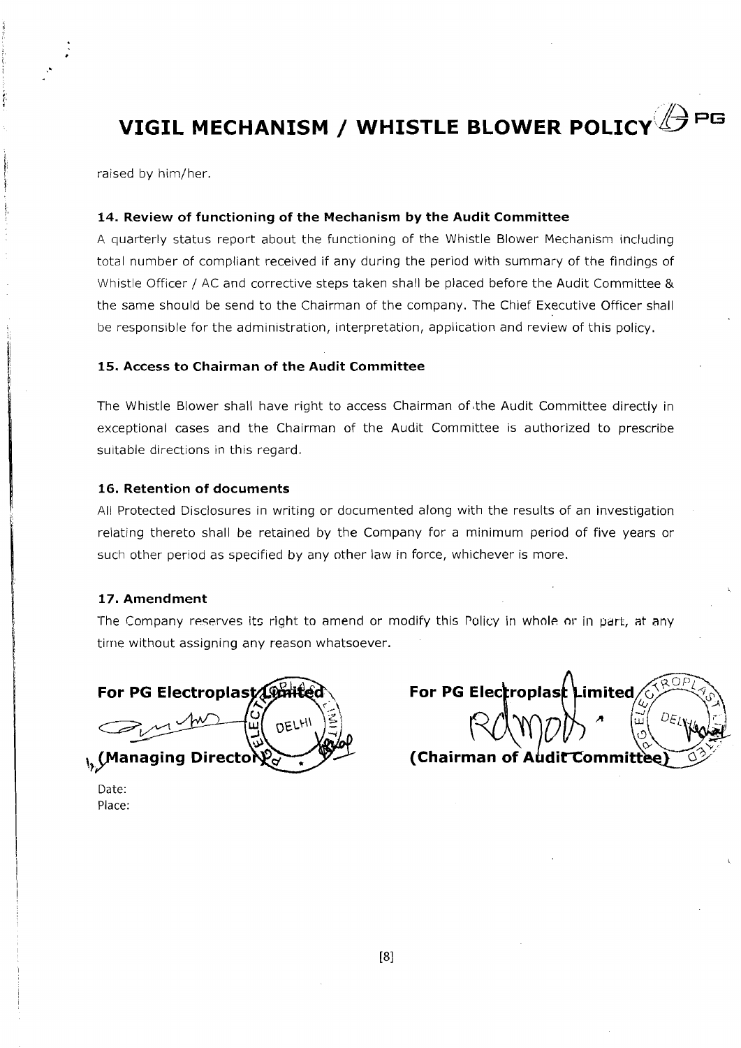raised by him/her.

### 14. Review of functioning of the Mechanism by the Audit Committee

A quarterly status report about the functioning of the Whistle Blower Mechanism including total number of compliant received if any during the period with summary of the findings of Whistle Officer / AC and corrective steps taken shall be placed before the Audit Committee & the same should be send to the Chairman of the company. The Chief Executive Officer shall be responsible for the administration, interpretation, application and review of this policy.

### 15. Access to Chairman of the Audit Committee

The Whistle Blower shall have right to access Chairman of the Audit Committee directly in exceptional cases and the Chairman of the Audit Committee is authorized to prescribe suitable directions in this regard.

### 16. Retention of documents

All Protected Disclosures in writing or documented along with the results of an investigation relating thereto shall be retained by the Company for a minimum period of five years or such other period as specified by any other law in force, whichever is more.

### 17. Amendment

The Company reserves its right to amend or modify this Policy in whole or in part, at any time without assigning any reason whatsoever.

**For PG Electroplast Limited**

**(Managing Director)**

**For PG Electroplast Limited**

**(Chairman of Audit Committee)**

Date:
Place: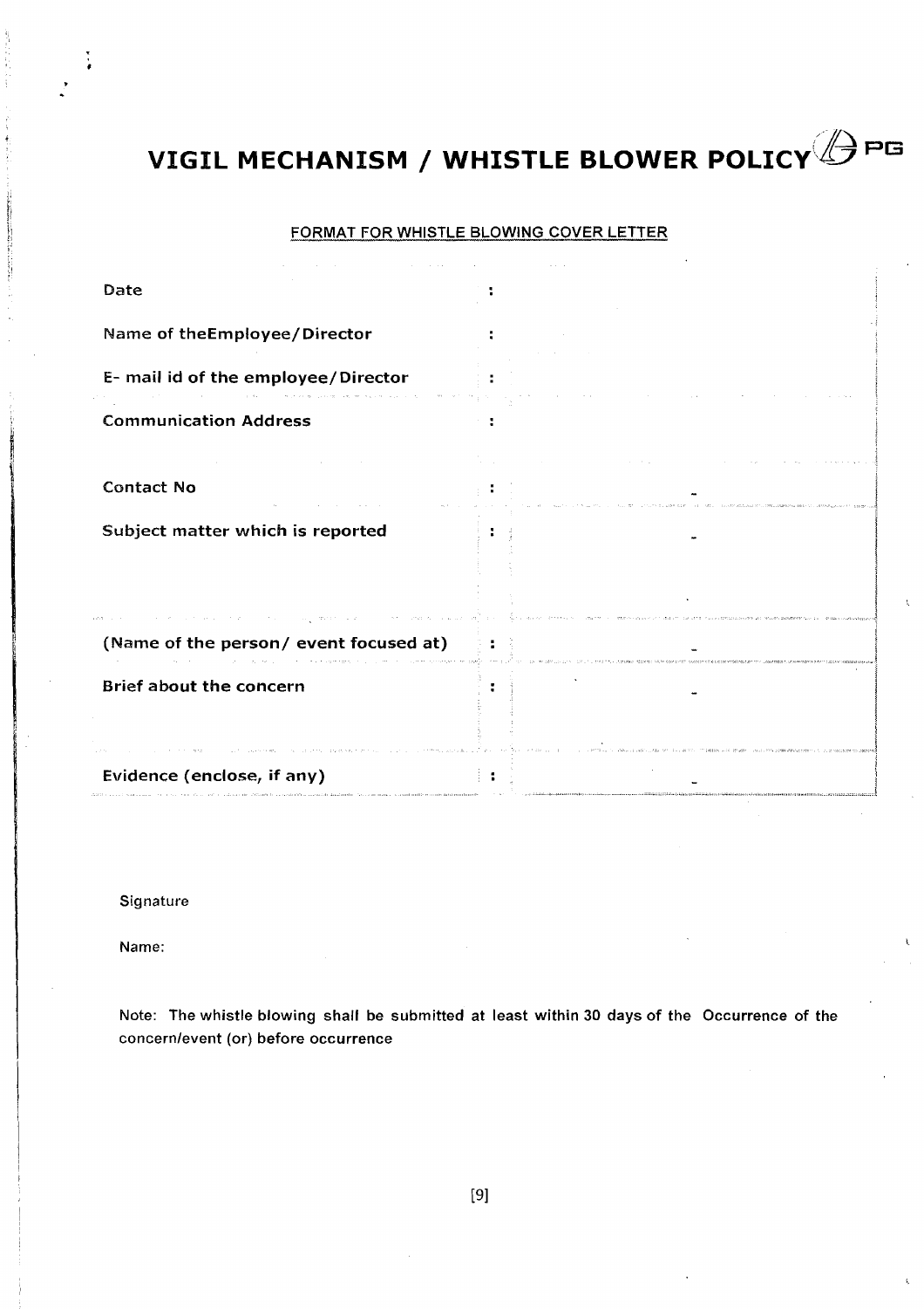# VIGIL MECHANISM / WHISTLE BLOWER POLICY

FORMAT FOR WHISTLE BLOWING COVER LETTER

| | | |
|---|---|---|
| Date | : | |
| Name of theEmployee/Director | : | |
| E- mail id of the employee/Director | : | |
| Communication Address | : | |
| Contact No | : | |
| Subject matter which is reported | : | |
| (Name of the person/ event focused at) | : | |
| Brief about the concern | : | |
| Evidence (enclose, if any) | : | |

Signature

Name:

Note: The whistle blowing shall be submitted at least within 30 days of the Occurrence of the concern/event (or) before occurrence